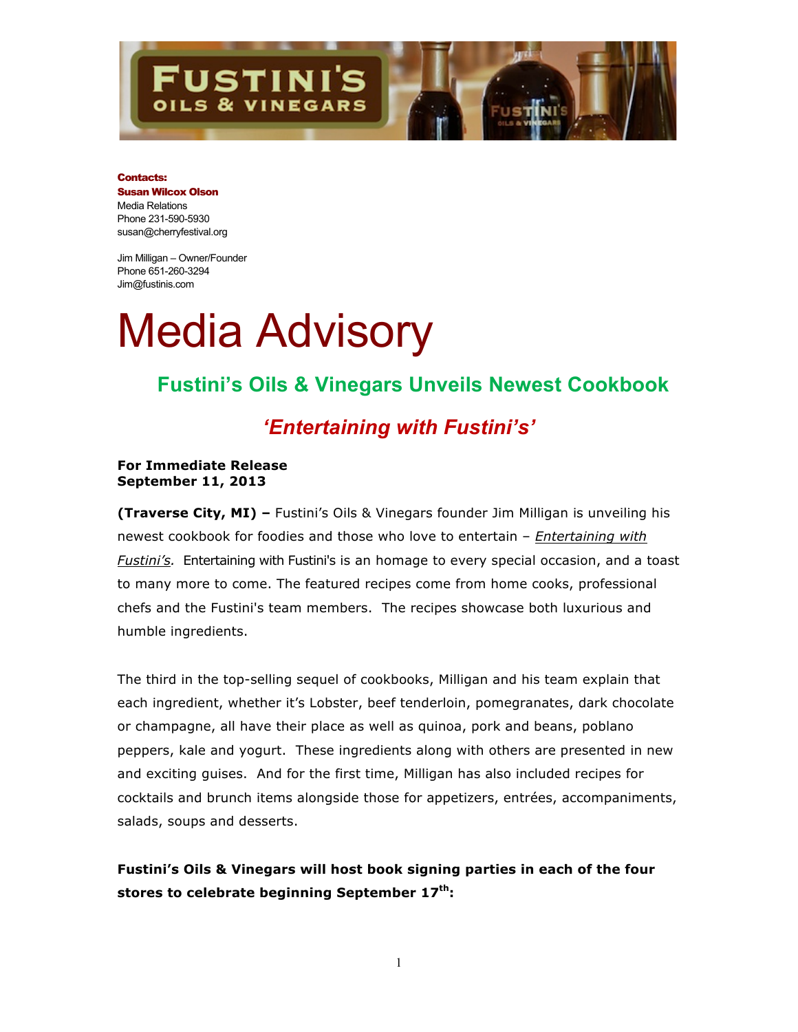**Contacts:**
**Susan Wilcox Olson**
Media Relations
Phone 231-590-5930
susan@cherryfestival.org

Jim Milligan – Owner/Founder
Phone 651-260-3294
Jim@fustinis.com

# Media Advisory

## Fustini's Oils & Vinegars Unveils Newest Cookbook

## *'Entertaining with Fustini's'*

**For Immediate Release**
**September 11, 2013**

**(Traverse City, MI) –** Fustini's Oils & Vinegars founder Jim Milligan is unveiling his newest cookbook for foodies and those who love to entertain – *Entertaining with Fustini's.* Entertaining with Fustini's is an homage to every special occasion, and a toast to many more to come. The featured recipes come from home cooks, professional chefs and the Fustini's team members. The recipes showcase both luxurious and humble ingredients.

The third in the top-selling sequel of cookbooks, Milligan and his team explain that each ingredient, whether it's Lobster, beef tenderloin, pomegranates, dark chocolate or champagne, all have their place as well as quinoa, pork and beans, poblano peppers, kale and yogurt. These ingredients along with others are presented in new and exciting guises. And for the first time, Milligan has also included recipes for cocktails and brunch items alongside those for appetizers, entrées, accompaniments, salads, soups and desserts.

**Fustini's Oils & Vinegars will host book signing parties in each of the four stores to celebrate beginning September 17th:**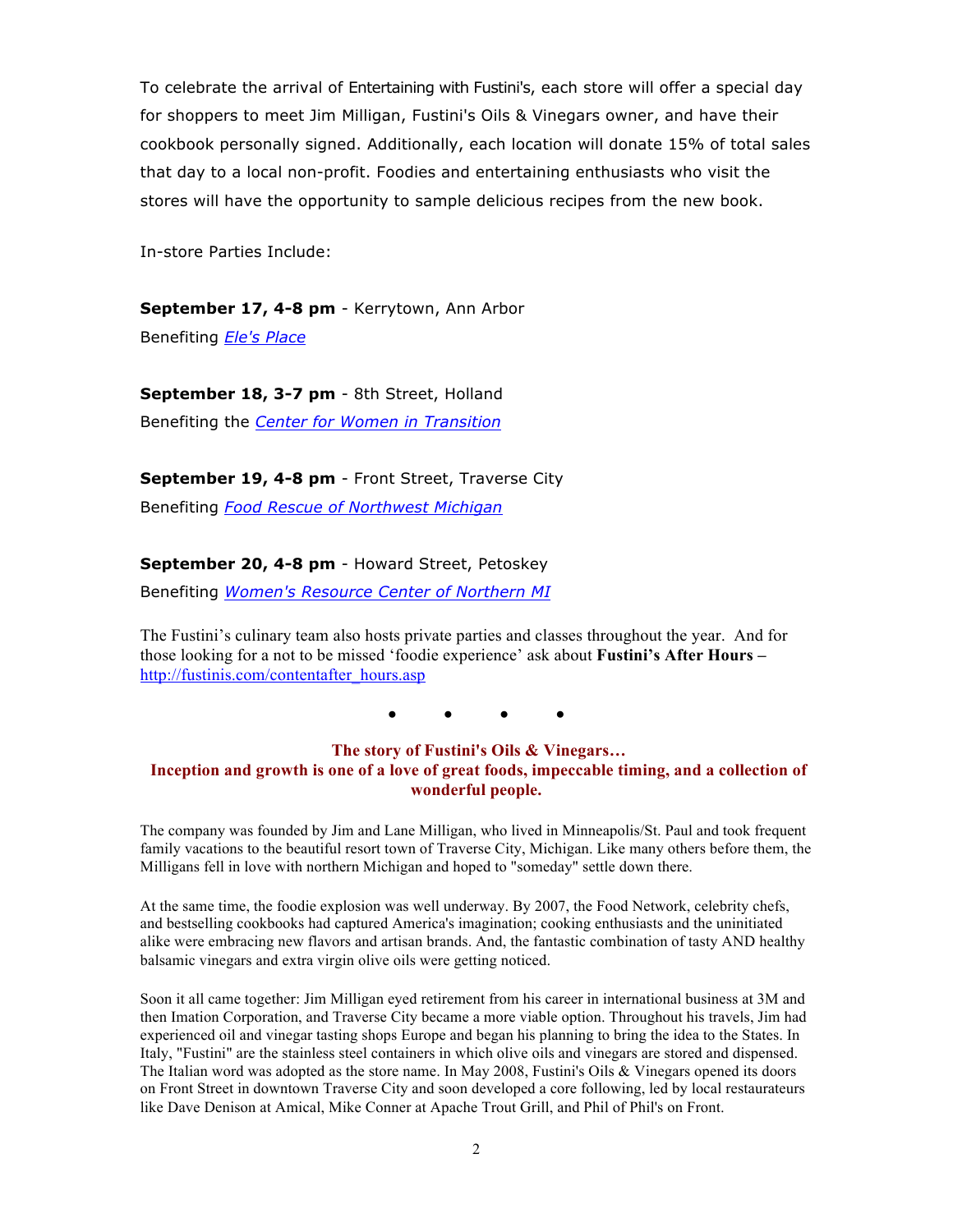To celebrate the arrival of Entertaining with Fustini's, each store will offer a special day for shoppers to meet Jim Milligan, Fustini's Oils & Vinegars owner, and have their cookbook personally signed. Additionally, each location will donate 15% of total sales that day to a local non-profit. Foodies and entertaining enthusiasts who visit the stores will have the opportunity to sample delicious recipes from the new book.

In-store Parties Include:

**September 17, 4-8 pm** - Kerrytown, Ann Arbor
Benefiting *Ele's Place*

**September 18, 3-7 pm** - 8th Street, Holland
Benefiting the *Center for Women in Transition*

**September 19, 4-8 pm** - Front Street, Traverse City
Benefiting *Food Rescue of Northwest Michigan*

**September 20, 4-8 pm** - Howard Street, Petoskey
Benefiting *Women's Resource Center of Northern MI*

The Fustini's culinary team also hosts private parties and classes throughout the year. And for those looking for a not to be missed 'foodie experience' ask about **Fustini's After Hours** – http://fustinis.com/contentafter_hours.asp

• • • •

**The story of Fustini's Oils & Vinegars…**
**Inception and growth is one of a love of great foods, impeccable timing, and a collection of wonderful people.**

The company was founded by Jim and Lane Milligan, who lived in Minneapolis/St. Paul and took frequent family vacations to the beautiful resort town of Traverse City, Michigan. Like many others before them, the Milligans fell in love with northern Michigan and hoped to "someday" settle down there.

At the same time, the foodie explosion was well underway. By 2007, the Food Network, celebrity chefs, and bestselling cookbooks had captured America's imagination; cooking enthusiasts and the uninitiated alike were embracing new flavors and artisan brands. And, the fantastic combination of tasty AND healthy balsamic vinegars and extra virgin olive oils were getting noticed.

Soon it all came together: Jim Milligan eyed retirement from his career in international business at 3M and then Imation Corporation, and Traverse City became a more viable option. Throughout his travels, Jim had experienced oil and vinegar tasting shops Europe and began his planning to bring the idea to the States. In Italy, "Fustini" are the stainless steel containers in which olive oils and vinegars are stored and dispensed. The Italian word was adopted as the store name. In May 2008, Fustini's Oils & Vinegars opened its doors on Front Street in downtown Traverse City and soon developed a core following, led by local restaurateurs like Dave Denison at Amical, Mike Conner at Apache Trout Grill, and Phil of Phil's on Front.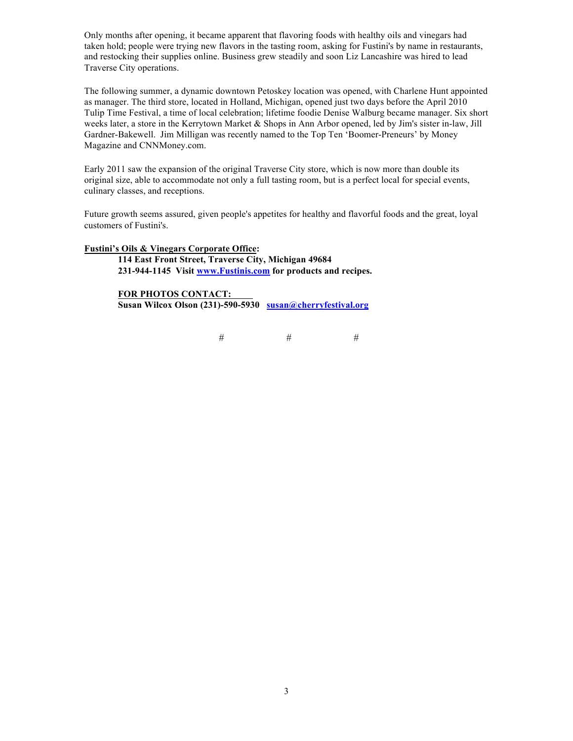Only months after opening, it became apparent that flavoring foods with healthy oils and vinegars had taken hold; people were trying new flavors in the tasting room, asking for Fustini's by name in restaurants, and restocking their supplies online. Business grew steadily and soon Liz Lancashire was hired to lead Traverse City operations.

The following summer, a dynamic downtown Petoskey location was opened, with Charlene Hunt appointed as manager. The third store, located in Holland, Michigan, opened just two days before the April 2010 Tulip Time Festival, a time of local celebration; lifetime foodie Denise Walburg became manager. Six short weeks later, a store in the Kerrytown Market & Shops in Ann Arbor opened, led by Jim's sister in-law, Jill Gardner-Bakewell. Jim Milligan was recently named to the Top Ten 'Boomer-Preneurs' by Money Magazine and CNNMoney.com.

Early 2011 saw the expansion of the original Traverse City store, which is now more than double its original size, able to accommodate not only a full tasting room, but is a perfect local for special events, culinary classes, and receptions.

Future growth seems assured, given people's appetites for healthy and flavorful foods and the great, loyal customers of Fustini's.

**Fustini's Oils & Vinegars Corporate Office:**

**114 East Front Street, Traverse City, Michigan 49684**
**231-944-1145 Visit [www.Fustinis.com](http://www.Fustinis.com) for products and recipes.**

**FOR PHOTOS CONTACT:**
**Susan Wilcox Olson (231)-590-5930 [susan@cherryfestival.org](mailto:susan@cherryfestival.org)**

# # #